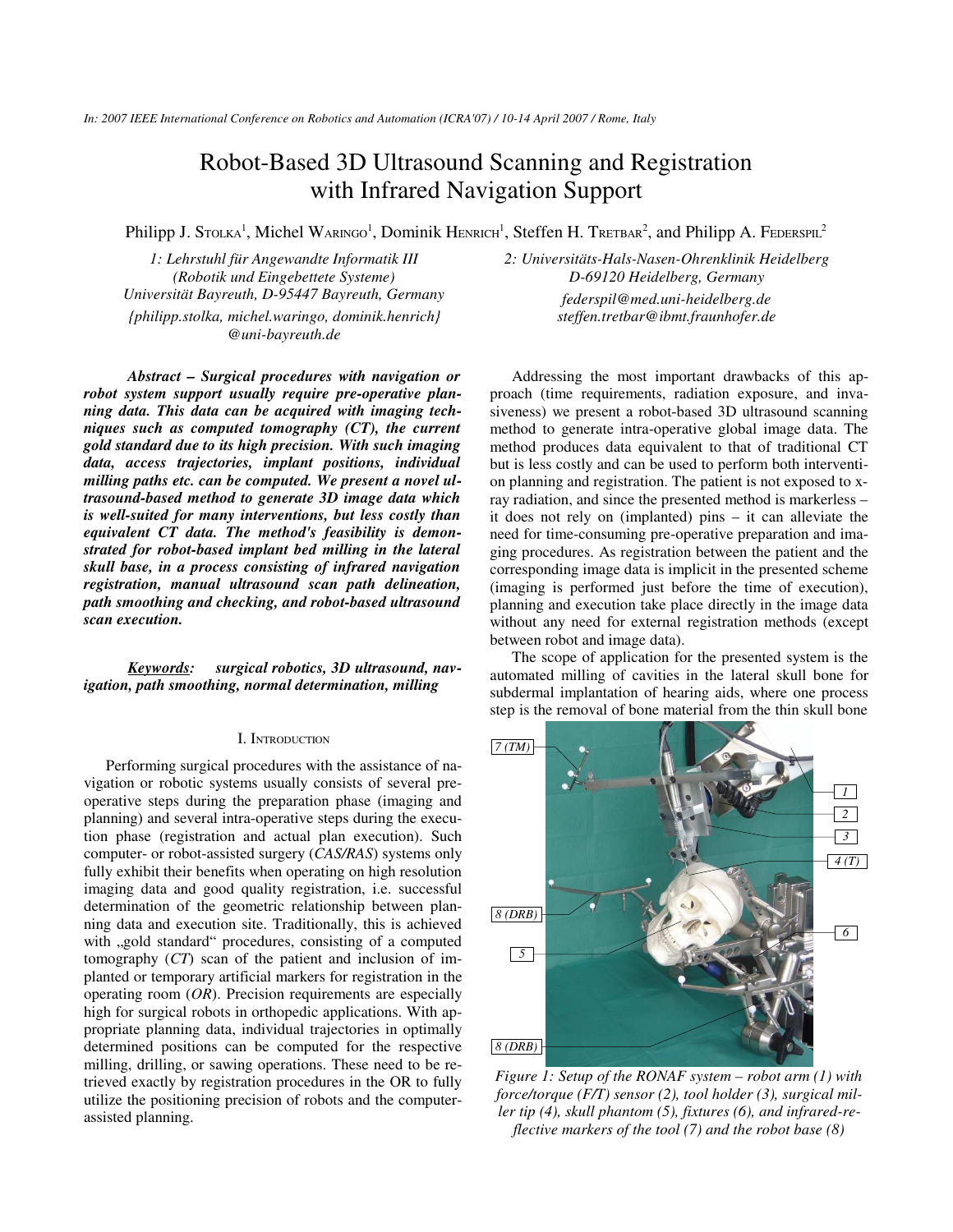In: 2007 IEEE International Conference on Robotics and Automation (ICRA'07) / 10-14 April 2007 / Rome, Italy

# Robot-Based 3D Ultrasound Scanning and Registration with Infrared Navigation Support

Philipp J. Stolka[1], Michel Waringo[1], Dominik Henrich[1], Steffen H. Tretbar[2], and Philipp A. Federspil[2]

*1: Lehrstuhl für Angewandte Informatik III (Robotik und Eingebettete Systeme) Universität Bayreuth, D-95447 Bayreuth, Germany*
*{philipp.stolka, michel.waringo, dominik.henrich}@uni-bayreuth.de*

*2: Universitäts-Hals-Nasen-Ohrenklinik Heidelberg D-69120 Heidelberg, Germany*
*federspil@med.uni-heidelberg.de*
*steffen.tretbar@ibmt.fraunhofer.de*

***Abstract – Surgical procedures with navigation or robot system support usually require pre-operative planning data. This data can be acquired with imaging techniques such as computed tomography (CT), the current gold standard due to its high precision. With such imaging data, access trajectories, implant positions, individual milling paths etc. can be computed. We present a novel ultrasound-based method to generate 3D image data which is well-suited for many interventions, but less costly than equivalent CT data. The method's feasibility is demonstrated for robot-based implant bed milling in the lateral skull base, in a process consisting of infrared navigation registration, manual ultrasound scan path delineation, path smoothing and checking, and robot-based ultrasound scan execution.***

***Keywords:*** ***surgical robotics, 3D ultrasound, navigation, path smoothing, normal determination, milling***

## I. Introduction

Performing surgical procedures with the assistance of navigation or robotic systems usually consists of several pre-operative steps during the preparation phase (imaging and planning) and several intra-operative steps during the execution phase (registration and actual plan execution). Such computer- or robot-assisted surgery (*CAS/RAS*) systems only fully exhibit their benefits when operating on high resolution imaging data and good quality registration, i.e. successful determination of the geometric relationship between planning data and execution site. Traditionally, this is achieved with „gold standard" procedures, consisting of a computed tomography (*CT*) scan of the patient and inclusion of implanted or temporary artificial markers for registration in the operating room (*OR*). Precision requirements are especially high for surgical robots in orthopedic applications. With appropriate planning data, individual trajectories in optimally determined positions can be computed for the respective milling, drilling, or sawing operations. These need to be retrieved exactly by registration procedures in the OR to fully utilize the positioning precision of robots and the computer-assisted planning.

Addressing the most important drawbacks of this approach (time requirements, radiation exposure, and invasiveness) we present a robot-based 3D ultrasound scanning method to generate intra-operative global image data. The method produces data equivalent to that of traditional CT but is less costly and can be used to perform both intervention planning and registration. The patient is not exposed to x-ray radiation, and since the presented method is markerless – it does not rely on (implanted) pins – it can alleviate the need for time-consuming pre-operative preparation and imaging procedures. As registration between the patient and the corresponding image data is implicit in the presented scheme (imaging is performed just before the time of execution), planning and execution take place directly in the image data without any need for external registration methods (except between robot and image data).

The scope of application for the presented system is the automated milling of cavities in the lateral skull bone for subdermal implantation of hearing aids, where one process step is the removal of bone material from the thin skull bone

7 (TM)
1
2
3
4 (T)
8 (DRB)
6
5
8 (DRB)

*Figure 1: Setup of the RONAF system – robot arm (1) with force/torque (F/T) sensor (2), tool holder (3), surgical miller tip (4), skull phantom (5), fixtures (6), and infrared-reflective markers of the tool (7) and the robot base (8)*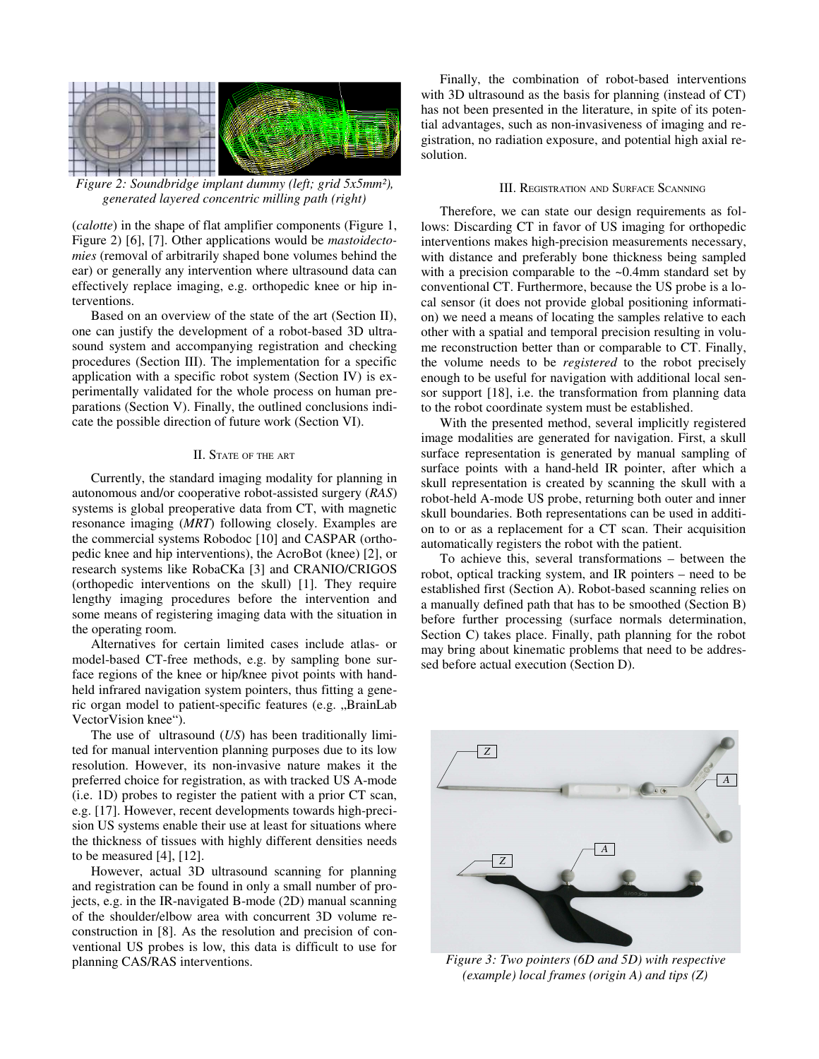Figure 2: Soundbridge implant dummy (left; grid 5x5mm²), generated layered concentric milling path (right)

(*calotte*) in the shape of flat amplifier components (Figure 1, Figure 2) [6], [7]. Other applications would be *mastoidectomies* (removal of arbitrarily shaped bone volumes behind the ear) or generally any intervention where ultrasound data can effectively replace imaging, e.g. orthopedic knee or hip interventions.

Based on an overview of the state of the art (Section II), one can justify the development of a robot-based 3D ultrasound system and accompanying registration and checking procedures (Section III). The implementation for a specific application with a specific robot system (Section IV) is experimentally validated for the whole process on human preparations (Section V). Finally, the outlined conclusions indicate the possible direction of future work (Section VI).

## II. State of the art

Currently, the standard imaging modality for planning in autonomous and/or cooperative robot-assisted surgery (*RAS*) systems is global preoperative data from CT, with magnetic resonance imaging (*MRT*) following closely. Examples are the commercial systems Robodoc [10] and CASPAR (orthopedic knee and hip interventions), the AcroBot (knee) [2], or research systems like RobaCKa [3] and CRANIO/CRIGOS (orthopedic interventions on the skull) [1]. They require lengthy imaging procedures before the intervention and some means of registering imaging data with the situation in the operating room.

Alternatives for certain limited cases include atlas- or model-based CT-free methods, e.g. by sampling bone surface regions of the knee or hip/knee pivot points with hand-held infrared navigation system pointers, thus fitting a generic organ model to patient-specific features (e.g. „BrainLab VectorVision knee").

The use of ultrasound (*US*) has been traditionally limited for manual intervention planning purposes due to its low resolution. However, its non-invasive nature makes it the preferred choice for registration, as with tracked US A-mode (i.e. 1D) probes to register the patient with a prior CT scan, e.g. [17]. However, recent developments towards high-precision US systems enable their use at least for situations where the thickness of tissues with highly different densities needs to be measured [4], [12].

However, actual 3D ultrasound scanning for planning and registration can be found in only a small number of projects, e.g. in the IR-navigated B-mode (2D) manual scanning of the shoulder/elbow area with concurrent 3D volume reconstruction in [8]. As the resolution and precision of conventional US probes is low, this data is difficult to use for planning CAS/RAS interventions.

Finally, the combination of robot-based interventions with 3D ultrasound as the basis for planning (instead of CT) has not been presented in the literature, in spite of its potential advantages, such as non-invasiveness of imaging and registration, no radiation exposure, and potential high axial resolution.

## III. Registration and Surface Scanning

Therefore, we can state our design requirements as follows: Discarding CT in favor of US imaging for orthopedic interventions makes high-precision measurements necessary, with distance and preferably bone thickness being sampled with a precision comparable to the ~0.4mm standard set by conventional CT. Furthermore, because the US probe is a local sensor (it does not provide global positioning information) we need a means of locating the samples relative to each other with a spatial and temporal precision resulting in volume reconstruction better than or comparable to CT. Finally, the volume needs to be *registered* to the robot precisely enough to be useful for navigation with additional local sensor support [18], i.e. the transformation from planning data to the robot coordinate system must be established.

With the presented method, several implicitly registered image modalities are generated for navigation. First, a skull surface representation is generated by manual sampling of surface points with a hand-held IR pointer, after which a skull representation is created by scanning the skull with a robot-held A-mode US probe, returning both outer and inner skull boundaries. Both representations can be used in addition to or as a replacement for a CT scan. Their acquisition automatically registers the robot with the patient.

To achieve this, several transformations – between the robot, optical tracking system, and IR pointers – need to be established first (Section A). Robot-based scanning relies on a manually defined path that has to be smoothed (Section B) before further processing (surface normals determination, Section C) takes place. Finally, path planning for the robot may bring about kinematic problems that need to be addressed before actual execution (Section D).

Z

A

Z

A

Figure 3: Two pointers (6D and 5D) with respective (example) local frames (origin A) and tips (Z)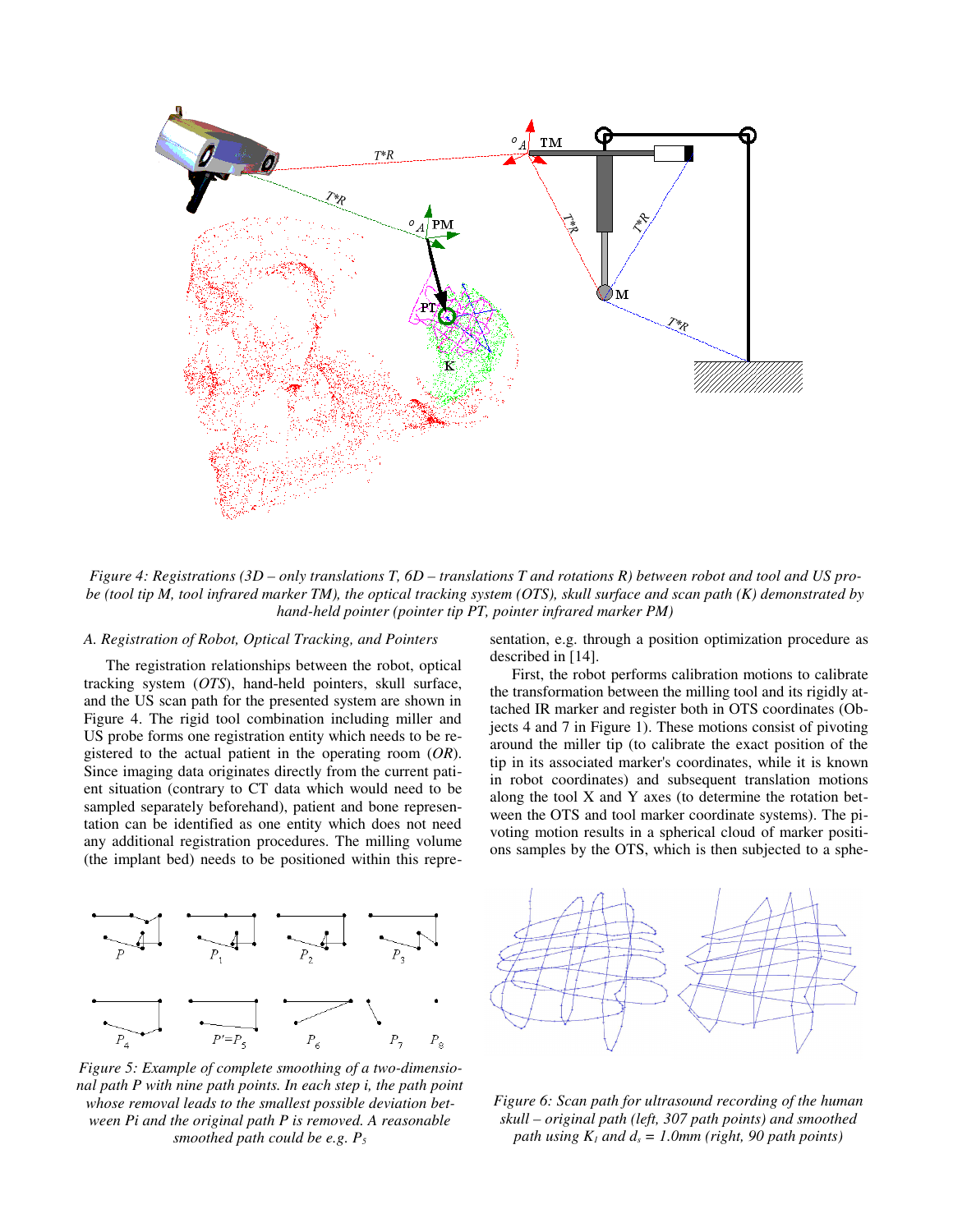*Figure 4: Registrations (3D – only translations T, 6D – translations T and rotations R) between robot and tool and US probe (tool tip M, tool infrared marker TM), the optical tracking system (OTS), skull surface and scan path (K) demonstrated by hand-held pointer (pointer tip PT, pointer infrared marker PM)*

### A. Registration of Robot, Optical Tracking, and Pointers

The registration relationships between the robot, optical tracking system (*OTS*), hand-held pointers, skull surface, and the US scan path for the presented system are shown in Figure 4. The rigid tool combination including miller and US probe forms one registration entity which needs to be registered to the actual patient in the operating room (*OR*). Since imaging data originates directly from the current patient situation (contrary to CT data which would need to be sampled separately beforehand), patient and bone representation can be identified as one entity which does not need any additional registration procedures. The milling volume (the implant bed) needs to be positioned within this representation, e.g. through a position optimization procedure as described in [14].

First, the robot performs calibration motions to calibrate the transformation between the milling tool and its rigidly attached IR marker and register both in OTS coordinates (Objects 4 and 7 in Figure 1). These motions consist of pivoting around the miller tip (to calibrate the exact position of the tip in its associated marker's coordinates, while it is known in robot coordinates) and subsequent translation motions along the tool X and Y axes (to determine the rotation between the OTS and tool marker coordinate systems). The pivoting motion results in a spherical cloud of marker positions samples by the OTS, which is then subjected to a sphe-

*Figure 5: Example of complete smoothing of a two-dimensional path P with nine path points. In each step i, the path point whose removal leads to the smallest possible deviation between Pi and the original path P is removed. A reasonable smoothed path could be e.g. $P_5$*

*Figure 6: Scan path for ultrasound recording of the human skull – original path (left, 307 path points) and smoothed path using $K_1$ and $d_s$ = 1.0mm (right, 90 path points)*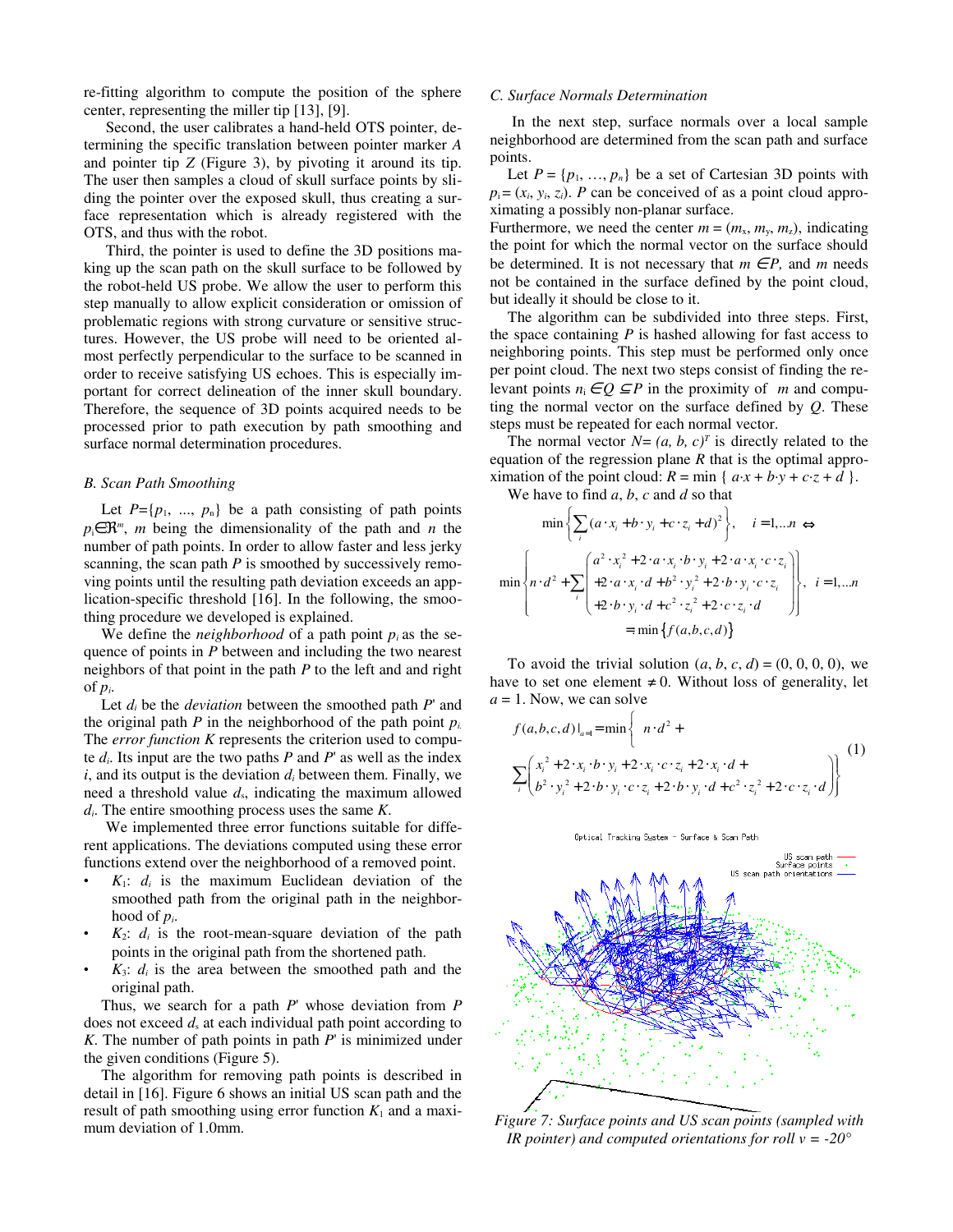re-fitting algorithm to compute the position of the sphere center, representing the miller tip [13], [9].

Second, the user calibrates a hand-held OTS pointer, determining the specific translation between pointer marker $A$ and pointer tip $Z$ (Figure 3), by pivoting it around its tip. The user then samples a cloud of skull surface points by sliding the pointer over the exposed skull, thus creating a surface representation which is already registered with the OTS, and thus with the robot.

Third, the pointer is used to define the 3D positions making up the scan path on the skull surface to be followed by the robot-held US probe. We allow the user to perform this step manually to allow explicit consideration or omission of problematic regions with strong curvature or sensitive structures. However, the US probe will need to be oriented almost perfectly perpendicular to the surface to be scanned in order to receive satisfying US echoes. This is especially important for correct delineation of the inner skull boundary. Therefore, the sequence of 3D points acquired needs to be processed prior to path execution by path smoothing and surface normal determination procedures.

### B. Scan Path Smoothing

Let $P=\{p_1, \ldots, p_n\}$ be a path consisting of path points $p_i \in \Re^m$, $m$ being the dimensionality of the path and $n$ the number of path points. In order to allow faster and less jerky scanning, the scan path $P$ is smoothed by successively removing points until the resulting path deviation exceeds an application-specific threshold [16]. In the following, the smoothing procedure we developed is explained.

We define the *neighborhood* of a path point $p_i$ as the sequence of points in $P$ between and including the two nearest neighbors of that point in the path $P$ to the left and and right of $p_i$.

Let $d_i$ be the *deviation* between the smoothed path $P'$ and the original path $P$ in the neighborhood of the path point $p_i$. The *error function* $K$ represents the criterion used to compute $d_i$. Its input are the two paths $P$ and $P'$ as well as the index $i$, and its output is the deviation $d_i$ between them. Finally, we need a threshold value $d_s$, indicating the maximum allowed $d_i$. The entire smoothing process uses the same $K$.

We implemented three error functions suitable for different applications. The deviations computed using these error functions extend over the neighborhood of a removed point.

- $K_1$: $d_i$ is the maximum Euclidean deviation of the smoothed path from the original path in the neighborhood of $p_i$.
- $K_2$: $d_i$ is the root-mean-square deviation of the path points in the original path from the shortened path.
- $K_3$: $d_i$ is the area between the smoothed path and the original path.

Thus, we search for a path $P'$ whose deviation from $P$ does not exceed $d_s$ at each individual path point according to $K$. The number of path points in path $P'$ is minimized under the given conditions (Figure 5).

The algorithm for removing path points is described in detail in [16]. Figure 6 shows an initial US scan path and the result of path smoothing using error function $K_1$ and a maximum deviation of 1.0mm.

### C. Surface Normals Determination

In the next step, surface normals over a local sample neighborhood are determined from the scan path and surface points.

Let $P = \{p_1, \ldots, p_n\}$ be a set of Cartesian 3D points with $p_i = (x_i, y_i, z_i)$. $P$ can be conceived of as a point cloud approximating a possibly non-planar surface.

Furthermore, we need the center $m = (m_x, m_y, m_z)$, indicating the point for which the normal vector on the surface should be determined. It is not necessary that $m \in P$, and $m$ needs not be contained in the surface defined by the point cloud, but ideally it should be close to it.

The algorithm can be subdivided into three steps. First, the space containing $P$ is hashed allowing for fast access to neighboring points. This step must be performed only once per point cloud. The next two steps consist of finding the relevant points $n_i \in Q \subseteq P$ in the proximity of $m$ and computing the normal vector on the surface defined by $Q$. These steps must be repeated for each normal vector.

The normal vector $N = (a, b, c)^T$ is directly related to the equation of the regression plane $R$ that is the optimal approximation of the point cloud: $R = \min \{ a \cdot x + b \cdot y + c \cdot z + d \}$.

We have to find $a$, $b$, $c$ and $d$ so that

$$\min\left\{\sum_i (a \cdot x_i + b \cdot y_i + c \cdot z_i + d)^2\right\}, \quad i = 1,\ldots n \Leftrightarrow$$

$$\min\left\{ n \cdot d^2 + \sum_i \begin{pmatrix} a^2 \cdot x_i^2 + 2 \cdot a \cdot x_i \cdot b \cdot y_i + 2 \cdot a \cdot x_i \cdot c \cdot z_i \\ +2 \cdot a \cdot x_i \cdot d + b^2 \cdot y_i^2 + 2 \cdot b \cdot y_i \cdot c \cdot z_i \\ +2 \cdot b \cdot y_i \cdot d + c^2 \cdot z_i^2 + 2 \cdot c \cdot z_i \cdot d \end{pmatrix} \right\}, \quad i = 1,\ldots n$$

$$= \min\{f(a,b,c,d)\}$$

To avoid the trivial solution $(a, b, c, d) = (0, 0, 0, 0)$, we have to set one element $\neq 0$. Without loss of generality, let $a = 1$. Now, we can solve

$$f(a,b,c,d)|_{a=1} = \min\left\{ n \cdot d^2 + \sum_i \begin{pmatrix} x_i^2 + 2 \cdot x_i \cdot b \cdot y_i + 2 \cdot x_i \cdot c \cdot z_i + 2 \cdot x_i \cdot d + \\ b^2 \cdot y_i^2 + 2 \cdot b \cdot y_i \cdot c \cdot z_i + 2 \cdot b \cdot y_i \cdot d + c^2 \cdot z_i^2 + 2 \cdot c \cdot z_i \cdot d \end{pmatrix} \right\} \tag{1}$$

*Figure 7: Surface points and US scan points (sampled with IR pointer) and computed orientations for roll v = -20°*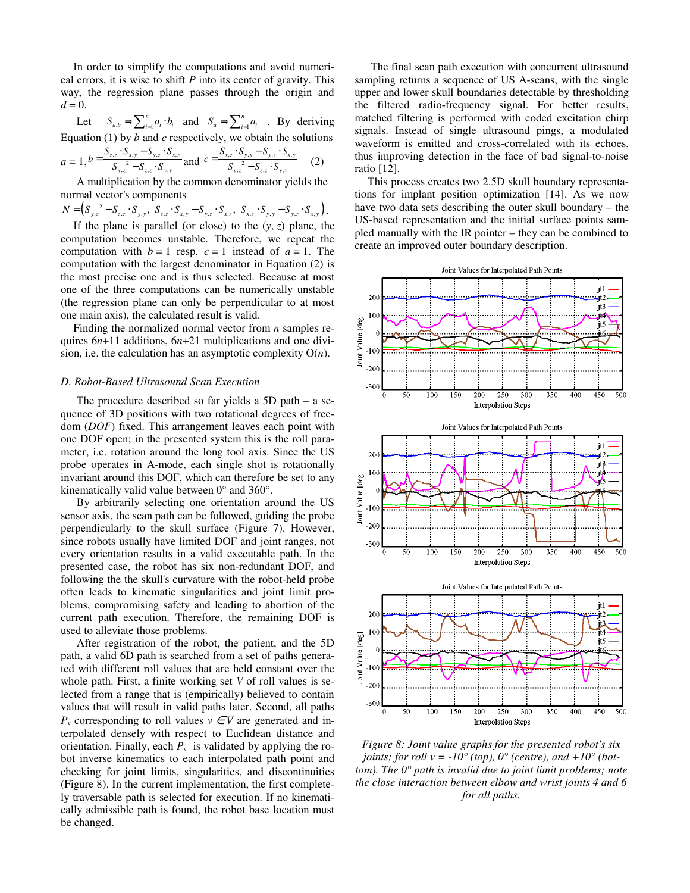In order to simplify the computations and avoid numerical errors, it is wise to shift $P$ into its center of gravity. This way, the regression plane passes through the origin and $d = 0$.

Let $S_{a,b} = \sum_{i=1}^{n} a_i \cdot b_i$ and $S_a = \sum_{i=1}^{n} a_i$. By deriving Equation (1) by $b$ and $c$ respectively, we obtain the solutions

$$a = 1, b = \frac{S_{z,z} \cdot S_{x,y} - S_{y,z} \cdot S_{x,z}}{S_{y,z}^{\ 2} - S_{z,z} \cdot S_{y,y}} \text{ and } c = \frac{S_{x,z} \cdot S_{y,y} - S_{y,z} \cdot S_{x,y}}{S_{y,z}^{\ 2} - S_{z,z} \cdot S_{y,y}} \quad (2)$$

A multiplication by the common denominator yields the normal vector's components

$$N = \left(S_{y,z}^{\ 2} - S_{z,z} \cdot S_{y,y},\ S_{z,z} \cdot S_{x,y} - S_{y,z} \cdot S_{x,z},\ S_{x,z} \cdot S_{y,y} - S_{y,z} \cdot S_{x,y}\right).$$

If the plane is parallel (or close) to the $(y, z)$ plane, the computation becomes unstable. Therefore, we repeat the computation with $b = 1$ resp. $c = 1$ instead of $a = 1$. The computation with the largest denominator in Equation (2) is the most precise one and is thus selected. Because at most one of the three computations can be numerically unstable (the regression plane can only be perpendicular to at most one main axis), the calculated result is valid.

Finding the normalized normal vector from $n$ samples requires $6n$+11 additions, $6n$+21 multiplications and one division, i.e. the calculation has an asymptotic complexity $O(n)$.

### *D. Robot-Based Ultrasound Scan Execution*

The procedure described so far yields a 5D path – a sequence of 3D positions with two rotational degrees of freedom (*DOF*) fixed. This arrangement leaves each point with one DOF open; in the presented system this is the roll parameter, i.e. rotation around the long tool axis. Since the US probe operates in A-mode, each single shot is rotationally invariant around this DOF, which can therefore be set to any kinematically valid value between 0° and 360°.

By arbitrarily selecting one orientation around the US sensor axis, the scan path can be followed, guiding the probe perpendicularly to the skull surface (Figure 7). However, since robots usually have limited DOF and joint ranges, not every orientation results in a valid executable path. In the presented case, the robot has six non-redundant DOF, and following the the skull's curvature with the robot-held probe often leads to kinematic singularities and joint limit problems, compromising safety and leading to abortion of the current path execution. Therefore, the remaining DOF is used to alleviate those problems.

After registration of the robot, the patient, and the 5D path, a valid 6D path is searched from a set of paths generated with different roll values that are held constant over the whole path. First, a finite working set $V$ of roll values is selected from a range that is (empirically) believed to contain values that will result in valid paths later. Second, all paths $P_v$ corresponding to roll values $v \in V$ are generated and interpolated densely with respect to Euclidean distance and orientation. Finally, each $P_v$ is validated by applying the robot inverse kinematics to each interpolated path point and checking for joint limits, singularities, and discontinuities (Figure 8). In the current implementation, the first completely traversable path is selected for execution. If no kinematically admissible path is found, the robot base location must be changed.

The final scan path execution with concurrent ultrasound sampling returns a sequence of US A-scans, with the single upper and lower skull boundaries detectable by thresholding the filtered radio-frequency signal. For better results, matched filtering is performed with coded excitation chirp signals. Instead of single ultrasound pings, a modulated waveform is emitted and cross-correlated with its echoes, thus improving detection in the face of bad signal-to-noise ratio [12].

This process creates two 2.5D skull boundary representations for implant position optimization [14]. As we now have two data sets describing the outer skull boundary – the US-based representation and the initial surface points sampled manually with the IR pointer – they can be combined to create an improved outer boundary description.

*Figure 8: Joint value graphs for the presented robot's six joints; for roll v = -10° (top), 0° (centre), and +10° (bottom). The 0° path is invalid due to joint limit problems; note the close interaction between elbow and wrist joints 4 and 6 for all paths.*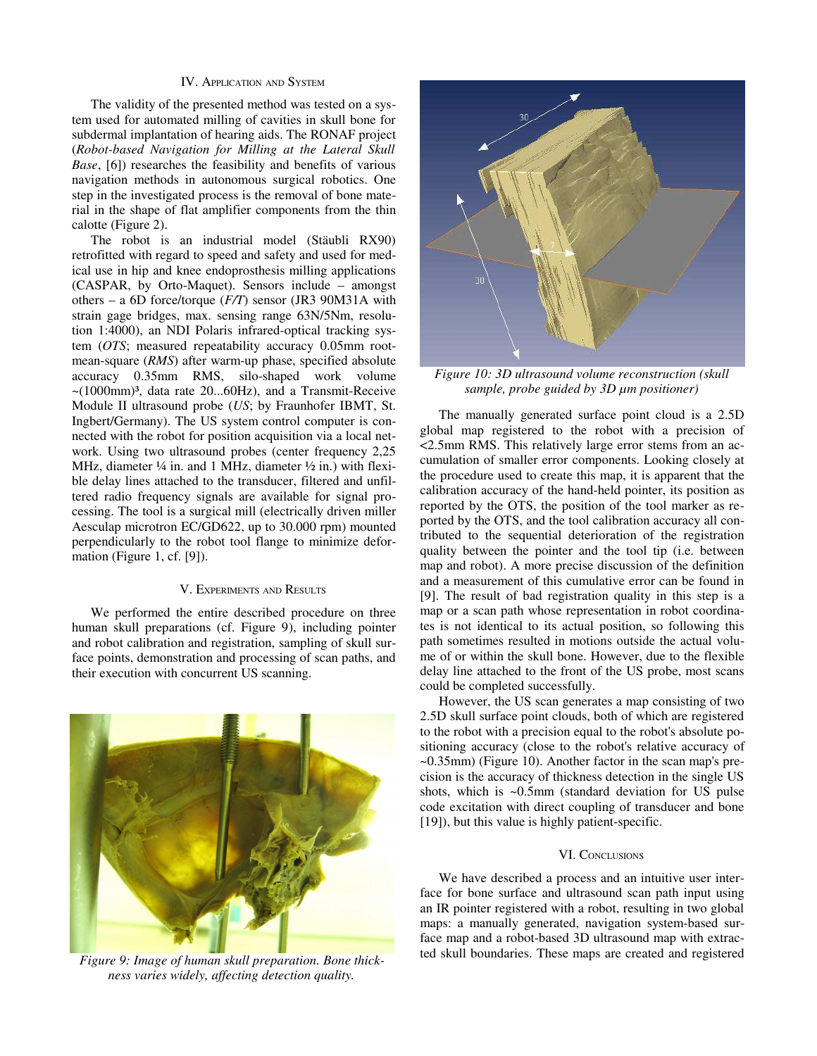## IV. Application and System

The validity of the presented method was tested on a system used for automated milling of cavities in skull bone for subdermal implantation of hearing aids. The RONAF project (*Robot-based Navigation for Milling at the Lateral Skull Base*, [6]) researches the feasibility and benefits of various navigation methods in autonomous surgical robotics. One step in the investigated process is the removal of bone material in the shape of flat amplifier components from the thin calotte (Figure 2).

The robot is an industrial model (Stäubli RX90) retrofitted with regard to speed and safety and used for medical use in hip and knee endoprosthesis milling applications (CASPAR, by Orto-Maquet). Sensors include – amongst others – a 6D force/torque (*F/T*) sensor (JR3 90M31A with strain gage bridges, max. sensing range 63N/5Nm, resolution 1:4000), an NDI Polaris infrared-optical tracking system (*OTS*; measured repeatability accuracy 0.05mm root-mean-square (*RMS*) after warm-up phase, specified absolute accuracy 0.35mm RMS, silo-shaped work volume ~(1000mm)³, data rate 20...60Hz), and a Transmit-Receive Module II ultrasound probe (*US*; by Fraunhofer IBMT, St. Ingbert/Germany). The US system control computer is connected with the robot for position acquisition via a local network. Using two ultrasound probes (center frequency 2,25 MHz, diameter ¼ in. and 1 MHz, diameter ½ in.) with flexible delay lines attached to the transducer, filtered and unfiltered radio frequency signals are available for signal processing. The tool is a surgical mill (electrically driven miller Aesculap microtron EC/GD622, up to 30.000 rpm) mounted perpendicularly to the robot tool flange to minimize deformation (Figure 1, cf. [9]).

## V. Experiments and Results

We performed the entire described procedure on three human skull preparations (cf. Figure 9), including pointer and robot calibration and registration, sampling of skull surface points, demonstration and processing of scan paths, and their execution with concurrent US scanning.

*Figure 9: Image of human skull preparation. Bone thickness varies widely, affecting detection quality.*

*Figure 10: 3D ultrasound volume reconstruction (skull sample, probe guided by 3D µm positioner)*

The manually generated surface point cloud is a 2.5D global map registered to the robot with a precision of <2.5mm RMS. This relatively large error stems from an accumulation of smaller error components. Looking closely at the procedure used to create this map, it is apparent that the calibration accuracy of the hand-held pointer, its position as reported by the OTS, the position of the tool marker as reported by the OTS, and the tool calibration accuracy all contributed to the sequential deterioration of the registration quality between the pointer and the tool tip (i.e. between map and robot). A more precise discussion of the definition and a measurement of this cumulative error can be found in [9]. The result of bad registration quality in this step is a map or a scan path whose representation in robot coordinates is not identical to its actual position, so following this path sometimes resulted in motions outside the actual volume of or within the skull bone. However, due to the flexible delay line attached to the front of the US probe, most scans could be completed successfully.

However, the US scan generates a map consisting of two 2.5D skull surface point clouds, both of which are registered to the robot with a precision equal to the robot's absolute positioning accuracy (close to the robot's relative accuracy of ~0.35mm) (Figure 10). Another factor in the scan map's precision is the accuracy of thickness detection in the single US shots, which is ~0.5mm (standard deviation for US pulse code excitation with direct coupling of transducer and bone [19]), but this value is highly patient-specific.

## VI. Conclusions

We have described a process and an intuitive user interface for bone surface and ultrasound scan path input using an IR pointer registered with a robot, resulting in two global maps: a manually generated, navigation system-based surface map and a robot-based 3D ultrasound map with extracted skull boundaries. These maps are created and registered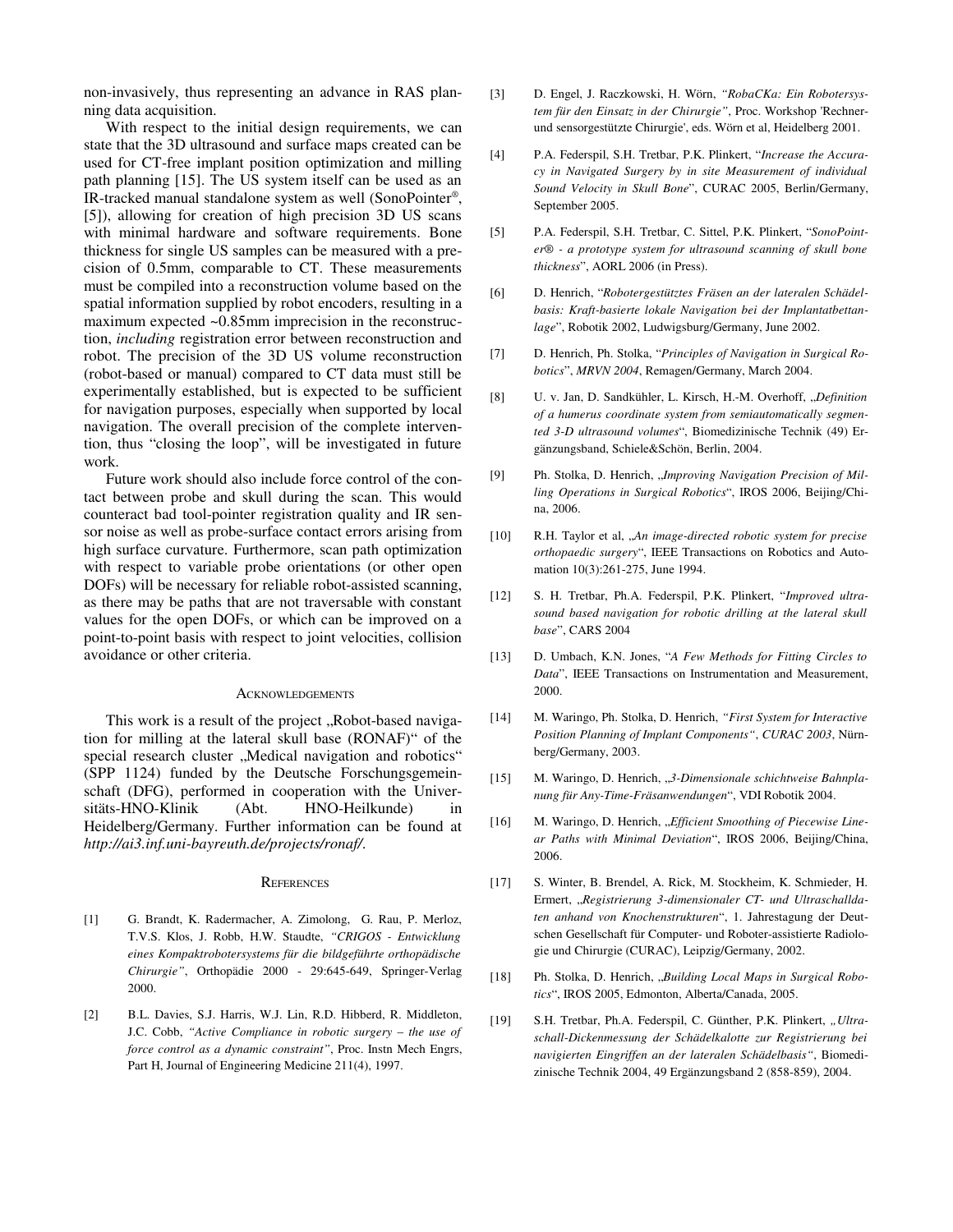non-invasively, thus representing an advance in RAS planning data acquisition.

With respect to the initial design requirements, we can state that the 3D ultrasound and surface maps created can be used for CT-free implant position optimization and milling path planning [15]. The US system itself can be used as an IR-tracked manual standalone system as well (SonoPointer®, [5]), allowing for creation of high precision 3D US scans with minimal hardware and software requirements. Bone thickness for single US samples can be measured with a precision of 0.5mm, comparable to CT. These measurements must be compiled into a reconstruction volume based on the spatial information supplied by robot encoders, resulting in a maximum expected ~0.85mm imprecision in the reconstruction, *including* registration error between reconstruction and robot. The precision of the 3D US volume reconstruction (robot-based or manual) compared to CT data must still be experimentally established, but is expected to be sufficient for navigation purposes, especially when supported by local navigation. The overall precision of the complete intervention, thus "closing the loop", will be investigated in future work.

Future work should also include force control of the contact between probe and skull during the scan. This would counteract bad tool-pointer registration quality and IR sensor noise as well as probe-surface contact errors arising from high surface curvature. Furthermore, scan path optimization with respect to variable probe orientations (or other open DOFs) will be necessary for reliable robot-assisted scanning, as there may be paths that are not traversable with constant values for the open DOFs, or which can be improved on a point-to-point basis with respect to joint velocities, collision avoidance or other criteria.

## Acknowledgements

This work is a result of the project „Robot-based navigation for milling at the lateral skull base (RONAF)" of the special research cluster „Medical navigation and robotics" (SPP 1124) funded by the Deutsche Forschungsgemeinschaft (DFG), performed in cooperation with the Universitäts-HNO-Klinik (Abt. HNO-Heilkunde) in Heidelberg/Germany. Further information can be found at *http://ai3.inf.uni-bayreuth.de/projects/ronaf/*.

## References

[1] G. Brandt, K. Radermacher, A. Zimolong, G. Rau, P. Merloz, T.V.S. Klos, J. Robb, H.W. Staudte, *"CRIGOS - Entwicklung eines Kompaktrobotersystems für die bildgeführte orthopädische Chirurgie"*, Orthopädie 2000 - 29:645-649, Springer-Verlag 2000.

[2] B.L. Davies, S.J. Harris, W.J. Lin, R.D. Hibberd, R. Middleton, J.C. Cobb, *"Active Compliance in robotic surgery – the use of force control as a dynamic constraint"*, Proc. Instn Mech Engrs, Part H, Journal of Engineering Medicine 211(4), 1997.

[3] D. Engel, J. Raczkowski, H. Wörn, *"RobaCKa: Ein Robotersystem für den Einsatz in der Chirurgie"*, Proc. Workshop 'Rechner- und sensorgestützte Chirurgie', eds. Wörn et al, Heidelberg 2001.

[4] P.A. Federspil, S.H. Tretbar, P.K. Plinkert, "*Increase the Accuracy in Navigated Surgery by in site Measurement of individual Sound Velocity in Skull Bone*", CURAC 2005, Berlin/Germany, September 2005.

[5] P.A. Federspil, S.H. Tretbar, C. Sittel, P.K. Plinkert, "*SonoPointer® - a prototype system for ultrasound scanning of skull bone thickness*", AORL 2006 (in Press).

[6] D. Henrich, "*Robotergestütztes Fräsen an der lateralen Schädelbasis: Kraft-basierte lokale Navigation bei der Implantatbettanlage*", Robotik 2002, Ludwigsburg/Germany, June 2002.

[7] D. Henrich, Ph. Stolka, "*Principles of Navigation in Surgical Robotics*", *MRVN 2004*, Remagen/Germany, March 2004.

[8] U. v. Jan, D. Sandkühler, L. Kirsch, H.-M. Overhoff, „*Definition of a humerus coordinate system from semiautomatically segmented 3-D ultrasound volumes*", Biomedizinische Technik (49) Ergänzungsband, Schiele&Schön, Berlin, 2004.

[9] Ph. Stolka, D. Henrich, „*Improving Navigation Precision of Milling Operations in Surgical Robotics*", IROS 2006, Beijing/China, 2006.

[10] R.H. Taylor et al, „*An image-directed robotic system for precise orthopaedic surgery*", IEEE Transactions on Robotics and Automation 10(3):261-275, June 1994.

[12] S. H. Tretbar, Ph.A. Federspil, P.K. Plinkert, "*Improved ultrasound based navigation for robotic drilling at the lateral skull base*", CARS 2004

[13] D. Umbach, K.N. Jones, "*A Few Methods for Fitting Circles to Data*", IEEE Transactions on Instrumentation and Measurement, 2000.

[14] M. Waringo, Ph. Stolka, D. Henrich, *"First System for Interactive Position Planning of Implant Components"*, *CURAC 2003*, Nürnberg/Germany, 2003.

[15] M. Waringo, D. Henrich, „*3-Dimensionale schichtweise Bahnplanung für Any-Time-Fräsanwendungen*", VDI Robotik 2004.

[16] M. Waringo, D. Henrich, „*Efficient Smoothing of Piecewise Linear Paths with Minimal Deviation*", IROS 2006, Beijing/China, 2006.

[17] S. Winter, B. Brendel, A. Rick, M. Stockheim, K. Schmieder, H. Ermert, „*Registrierung 3-dimensionaler CT- und Ultraschalldaten anhand von Knochenstrukturen*", 1. Jahrestagung der Deutschen Gesellschaft für Computer- und Roboter-assistierte Radiologie und Chirurgie (CURAC), Leipzig/Germany, 2002.

[18] Ph. Stolka, D. Henrich, „*Building Local Maps in Surgical Robotics*", IROS 2005, Edmonton, Alberta/Canada, 2005.

[19] S.H. Tretbar, Ph.A. Federspil, C. Günther, P.K. Plinkert, *„Ultraschall-Dickenmessung der Schädelkalotte zur Registrierung bei navigierten Eingriffen an der lateralen Schädelbasis"*, Biomedizinische Technik 2004, 49 Ergänzungsband 2 (858-859), 2004.